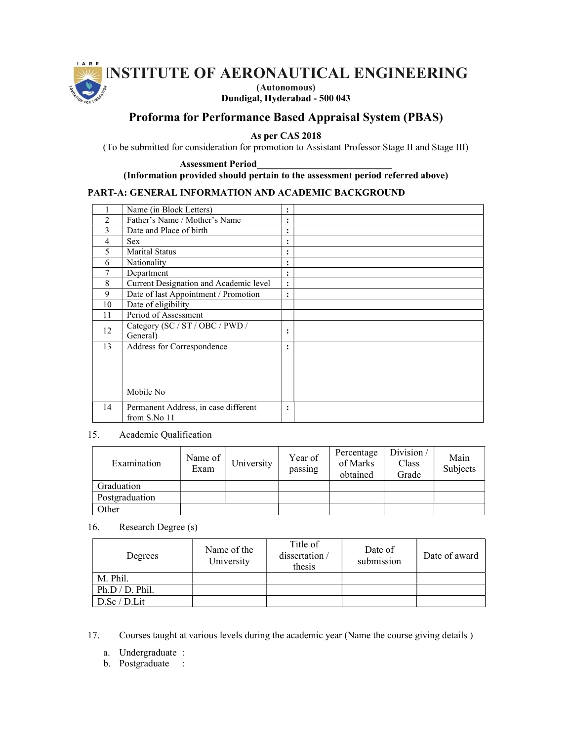# INSTITUTE OF AERONAUTICAL ENGINEERING

**(Autonomous)**

**Dundigal, Hyderabad - 500 043**

## Proforma for Performance Based Appraisal System (PBAS)

**As per CAS 2018**

(To be submitted for consideration for promotion to Assistant Professor Stage II and Stage III)

**Assessment Period\_\_\_\_\_\_\_\_\_\_\_\_\_\_\_\_\_\_\_\_\_\_\_\_\_\_\_\_**

**(Information provided should pertain to the assessment period referred above)**

### PART-A: GENERAL INFORMATION AND ACADEMIC BACKGROUND

| | | | |
|---|---|---|---|
| 1 | Name (in Block Letters) | : | |
| 2 | Father's Name / Mother's Name | : | |
| 3 | Date and Place of birth | : | |
| 4 | Sex | : | |
| 5 | Marital Status | : | |
| 6 | Nationality | : | |
| 7 | Department | : | |
| 8 | Current Designation and Academic level | : | |
| 9 | Date of last Appointment / Promotion | : | |
| 10 | Date of eligibility | | |
| 11 | Period of Assessment | | |
| 12 | Category (SC / ST / OBC / PWD / General) | : | |
| 13 | Address for Correspondence<br><br>Mobile No | : | |
| 14 | Permanent Address, in case different from S.No 11 | : | |

15. Academic Qualification

| Examination | Name of Exam | University | Year of passing | Percentage of Marks obtained | Division / Class Grade | Main Subjects |
|---|---|---|---|---|---|---|
| Graduation | | | | | | |
| Postgraduation | | | | | | |
| Other | | | | | | |

16. Research Degree (s)

| Degrees | Name of the University | Title of dissertation / thesis | Date of submission | Date of award |
|---|---|---|---|---|
| M. Phil. | | | | |
| Ph.D / D. Phil. | | | | |
| D.Sc / D.Lit | | | | |

17. Courses taught at various levels during the academic year (Name the course giving details )

a. Undergraduate :

b. Postgraduate :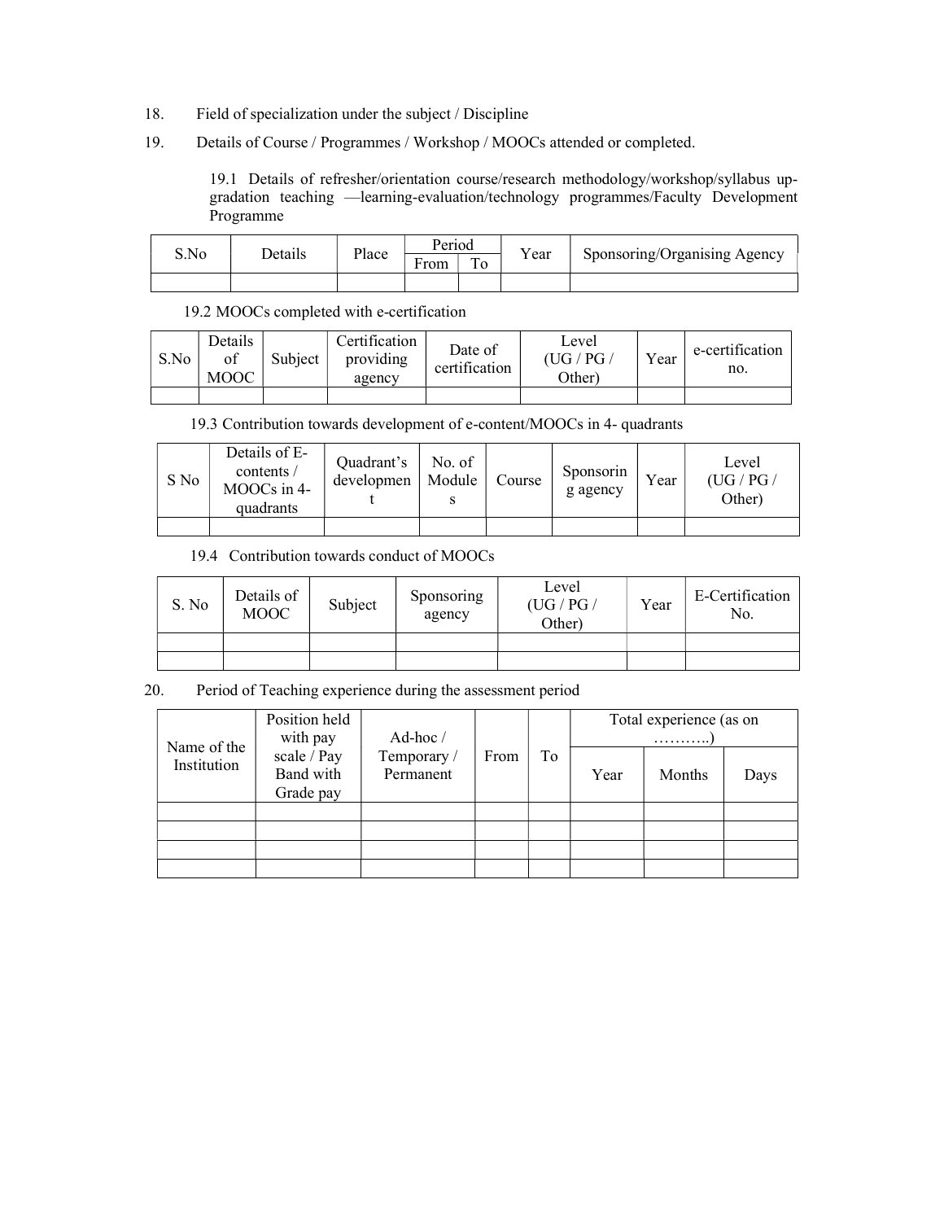18. Field of specialization under the subject / Discipline

19. Details of Course / Programmes / Workshop / MOOCs attended or completed.

19.1 Details of refresher/orientation course/research methodology/workshop/syllabus up-gradation teaching —learning-evaluation/technology programmes/Faculty Development Programme

| S.No | Details | Place | Period | | Year | Sponsoring/Organising Agency |
|---|---|---|---|---|---|---|
| | | | From | To | | |
| | | | | | | |

19.2 MOOCs completed with e-certification

| S.No | Details of MOOC | Subject | Certification providing agency | Date of certification | Level (UG / PG / Other) | Year | e-certification no. |
|---|---|---|---|---|---|---|---|
| | | | | | | | |

19.3 Contribution towards development of e-content/MOOCs in 4- quadrants

| S No | Details of E-contents / MOOCs in 4-quadrants | Quadrant's development | No. of Modules | Course | Sponsoring agency | Year | Level (UG / PG / Other) |
|---|---|---|---|---|---|---|---|
| | | | | | | | |

19.4 Contribution towards conduct of MOOCs

| S. No | Details of MOOC | Subject | Sponsoring agency | Level (UG / PG / Other) | Year | E-Certification No. |
|---|---|---|---|---|---|---|
| | | | | | | |
| | | | | | | |

20. Period of Teaching experience during the assessment period

| Name of the Institution | Position held with pay scale / Pay Band with Grade pay | Ad-hoc / Temporary / Permanent | From | To | Total experience (as on ………..) | | |
|---|---|---|---|---|---|---|---|
| | | | | | Year | Months | Days |
| | | | | | | | |
| | | | | | | | |
| | | | | | | | |
| | | | | | | | |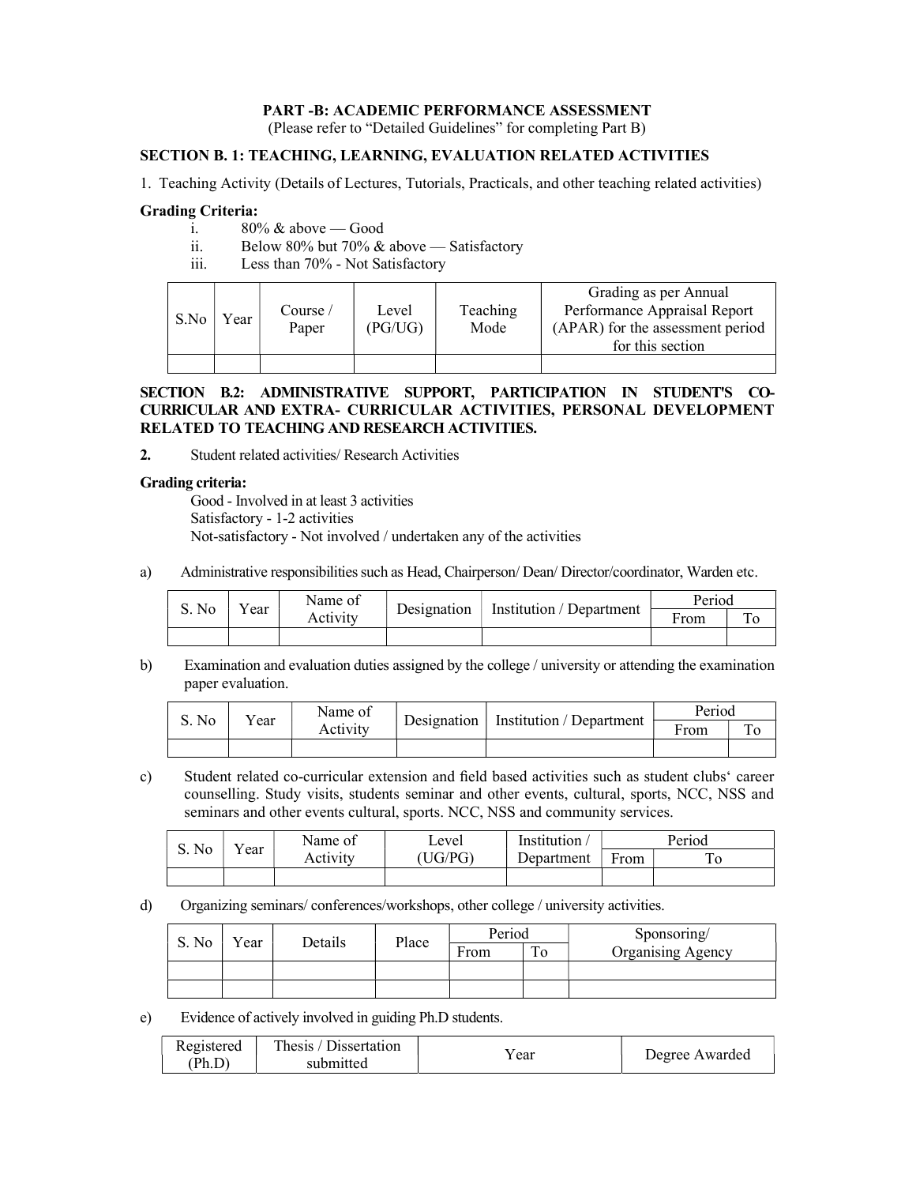**PART -B: ACADEMIC PERFORMANCE ASSESSMENT**

(Please refer to "Detailed Guidelines" for completing Part B)

## SECTION B. 1: TEACHING, LEARNING, EVALUATION RELATED ACTIVITIES

1. Teaching Activity (Details of Lectures, Tutorials, Practicals, and other teaching related activities)

**Grading Criteria:**

i. 80% & above — Good
ii. Below 80% but 70% & above — Satisfactory
iii. Less than 70% - Not Satisfactory

| S.No | Year | Course / Paper | Level (PG/UG) | Teaching Mode | Grading as per Annual Performance Appraisal Report (APAR) for the assessment period for this section |
|---|---|---|---|---|---|
| | | | | | |

## SECTION B.2: ADMINISTRATIVE SUPPORT, PARTICIPATION IN STUDENT'S CO-CURRICULAR AND EXTRA- CURRICULAR ACTIVITIES, PERSONAL DEVELOPMENT RELATED TO TEACHING AND RESEARCH ACTIVITIES.

**2.** Student related activities/ Research Activities

**Grading criteria:**

Good - Involved in at least 3 activities
Satisfactory - 1-2 activities
Not-satisfactory - Not involved / undertaken any of the activities

a) Administrative responsibilities such as Head, Chairperson/ Dean/ Director/coordinator, Warden etc.

| S. No | Year | Name of Activity | Designation | Institution / Department | Period | |
|---|---|---|---|---|---|---|
| | | | | | From | To |
| | | | | | | |

b) Examination and evaluation duties assigned by the college / university or attending the examination paper evaluation.

| S. No | Year | Name of Activity | Designation | Institution / Department | Period | |
|---|---|---|---|---|---|---|
| | | | | | From | To |
| | | | | | | |

c) Student related co-curricular extension and field based activities such as student clubs' career counselling. Study visits, students seminar and other events, cultural, sports, NCC, NSS and seminars and other events cultural, sports. NCC, NSS and community services.

| S. No | Year | Name of Activity | Level (UG/PG) | Institution / Department | Period | |
|---|---|---|---|---|---|---|
| | | | | | From | To |
| | | | | | | |

d) Organizing seminars/ conferences/workshops, other college / university activities.

| S. No | Year | Details | Place | Period | | Sponsoring/ Organising Agency |
|---|---|---|---|---|---|---|
| | | | | From | To | |
| | | | | | | |
| | | | | | | |

e) Evidence of actively involved in guiding Ph.D students.

| Registered (Ph.D) | Thesis / Dissertation submitted | Year | Degree Awarded |
|---|---|---|---|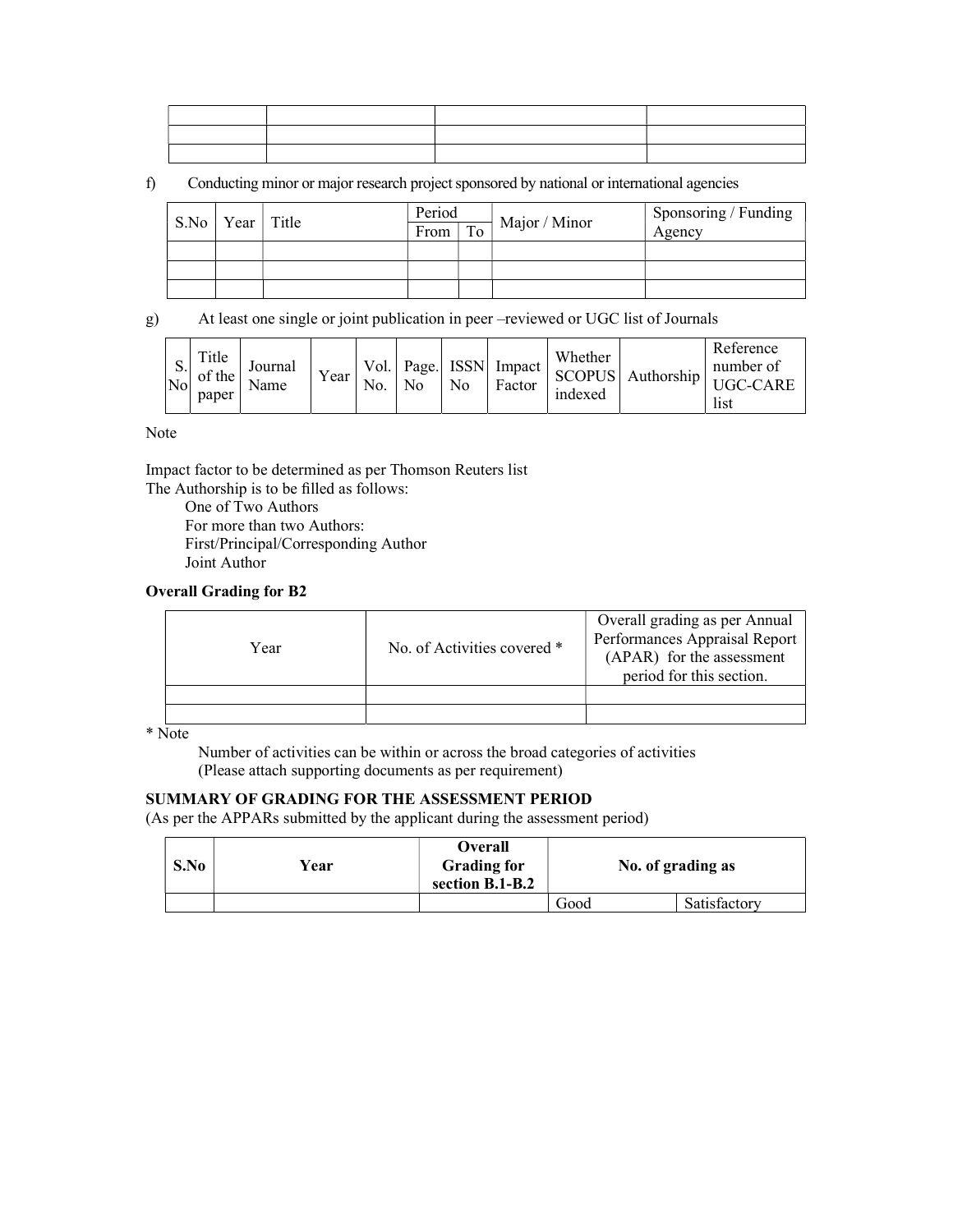| | | | |
|---|---|---|---|
| | | | |
| | | | |
| | | | |

f) Conducting minor or major research project sponsored by national or international agencies

| S.No | Year | Title | Period | | Major / Minor | Sponsoring / Funding Agency |
|---|---|---|---|---|---|---|
| | | | From | To | | |
| | | | | | | |
| | | | | | | |
| | | | | | | |

g) At least one single or joint publication in peer –reviewed or UGC list of Journals

| S. No | Title of the paper | Journal Name | Year | Vol. No. | Page. No | ISSN No | Impact Factor | Whether SCOPUS indexed | Authorship | Reference number of UGC-CARE list |
|---|---|---|---|---|---|---|---|---|---|---|

Note

Impact factor to be determined as per Thomson Reuters list
The Authorship is to be filled as follows:

One of Two Authors
For more than two Authors:
First/Principal/Corresponding Author
Joint Author

**Overall Grading for B2**

| Year | No. of Activities covered * | Overall grading as per Annual Performances Appraisal Report (APAR) for the assessment period for this section. |
|---|---|---|
| | | |
| | | |

\* Note

Number of activities can be within or across the broad categories of activities
(Please attach supporting documents as per requirement)

**SUMMARY OF GRADING FOR THE ASSESSMENT PERIOD**
(As per the APPARs submitted by the applicant during the assessment period)

| **S.No** | **Year** | **Overall Grading for section B.1-B.2** | **No. of grading as** | |
|---|---|---|---|---|
| | | | Good | Satisfactory |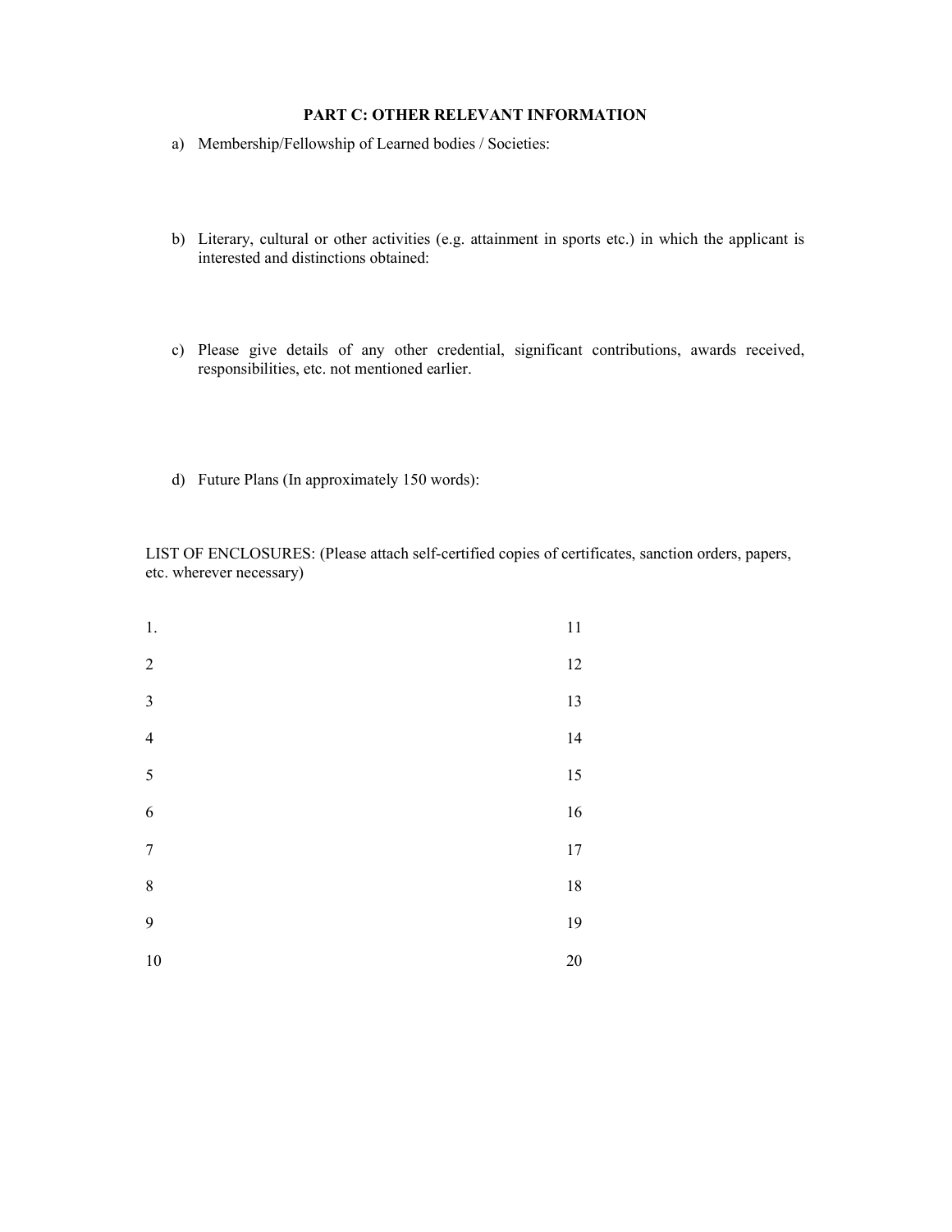## PART C: OTHER RELEVANT INFORMATION

a) Membership/Fellowship of Learned bodies / Societies:

b) Literary, cultural or other activities (e.g. attainment in sports etc.) in which the applicant is interested and distinctions obtained:

c) Please give details of any other credential, significant contributions, awards received, responsibilities, etc. not mentioned earlier.

d) Future Plans (In approximately 150 words):

LIST OF ENCLOSURES: (Please attach self-certified copies of certificates, sanction orders, papers, etc. wherever necessary)

1.
2
3
4
5
6
7
8
9
10
11
12
13
14
15
16
17
18
19
20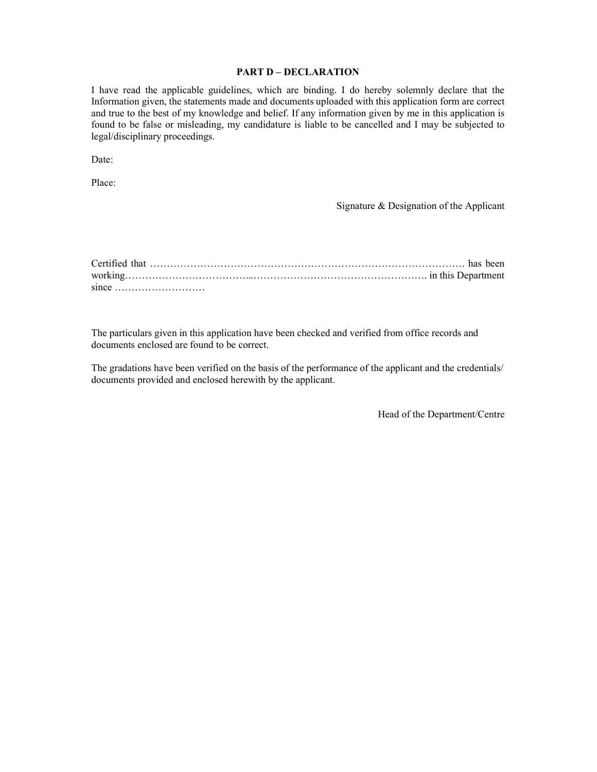## PART D – DECLARATION

I have read the applicable guidelines, which are binding. I do hereby solemnly declare that the Information given, the statements made and documents uploaded with this application form are correct and true to the best of my knowledge and belief. If any information given by me in this application is found to be false or misleading, my candidature is liable to be cancelled and I may be subjected to legal/disciplinary proceedings.

Date:

Place:

Signature & Designation of the Applicant

Certified that ………………………………………………………………………………………. has been working………………………………..……………………………………………. in this Department since ………………………

The particulars given in this application have been checked and verified from office records and documents enclosed are found to be correct.

The gradations have been verified on the basis of the performance of the applicant and the credentials/ documents provided and enclosed herewith by the applicant.

Head of the Department/Centre